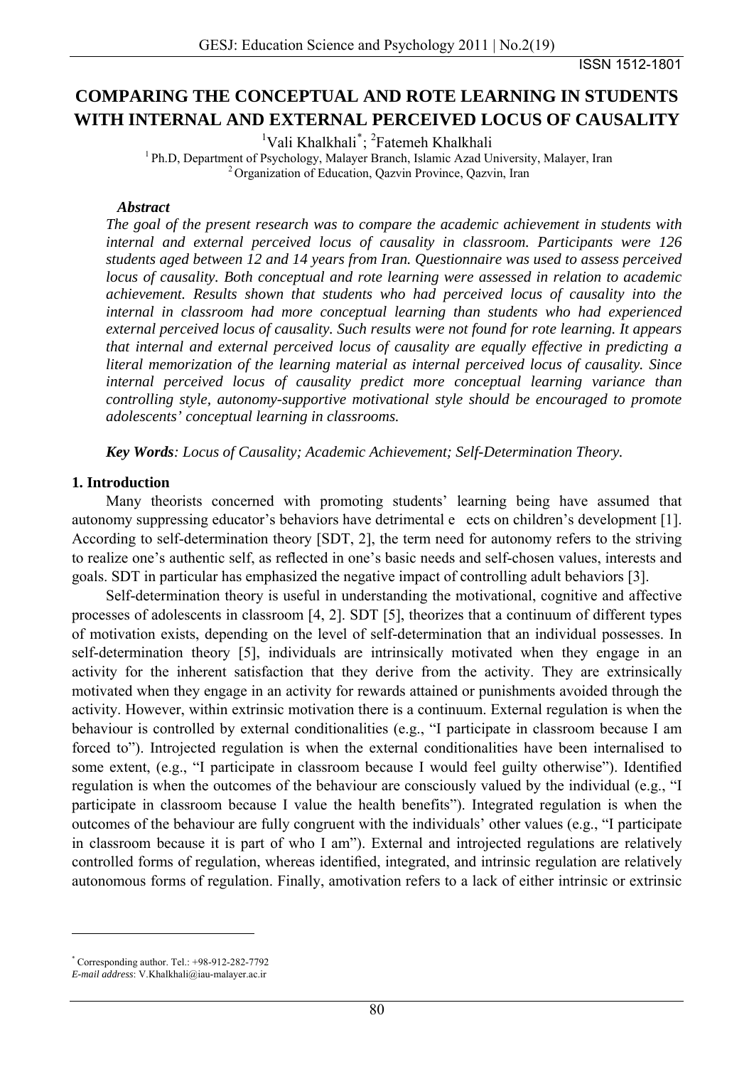ISSN 1512-1801

# COMPARING THE CONCEPTUAL AND ROTE LEARNING IN STUDENTS WITH INTERNAL AND EXTERNAL PERCEIVED LOCUS OF CAUSALITY

[1]Vali Khalkhali[*]; [2]Fatemeh Khalkhali

[1] Ph.D, Department of Psychology, Malayer Branch, Islamic Azad University, Malayer, Iran
[2] Organization of Education, Qazvin Province, Qazvin, Iran

***Abstract***

*The goal of the present research was to compare the academic achievement in students with internal and external perceived locus of causality in classroom. Participants were 126 students aged between 12 and 14 years from Iran. Questionnaire was used to assess perceived locus of causality. Both conceptual and rote learning were assessed in relation to academic achievement. Results shown that students who had perceived locus of causality into the internal in classroom had more conceptual learning than students who had experienced external perceived locus of causality. Such results were not found for rote learning. It appears that internal and external perceived locus of causality are equally effective in predicting a literal memorization of the learning material as internal perceived locus of causality. Since internal perceived locus of causality predict more conceptual learning variance than controlling style, autonomy-supportive motivational style should be encouraged to promote adolescents' conceptual learning in classrooms.*

***Key Words****: Locus of Causality; Academic Achievement; Self-Determination Theory.*

## 1. Introduction

Many theorists concerned with promoting students' learning being have assumed that autonomy suppressing educator's behaviors have detrimental e ects on children's development [1]. According to self-determination theory [SDT, 2], the term need for autonomy refers to the striving to realize one's authentic self, as reflected in one's basic needs and self-chosen values, interests and goals. SDT in particular has emphasized the negative impact of controlling adult behaviors [3].

Self-determination theory is useful in understanding the motivational, cognitive and affective processes of adolescents in classroom [4, 2]. SDT [5], theorizes that a continuum of different types of motivation exists, depending on the level of self-determination that an individual possesses. In self-determination theory [5], individuals are intrinsically motivated when they engage in an activity for the inherent satisfaction that they derive from the activity. They are extrinsically motivated when they engage in an activity for rewards attained or punishments avoided through the activity. However, within extrinsic motivation there is a continuum. External regulation is when the behaviour is controlled by external conditionalities (e.g., "I participate in classroom because I am forced to"). Introjected regulation is when the external conditionalities have been internalised to some extent, (e.g., "I participate in classroom because I would feel guilty otherwise"). Identified regulation is when the outcomes of the behaviour are consciously valued by the individual (e.g., "I participate in classroom because I value the health benefits"). Integrated regulation is when the outcomes of the behaviour are fully congruent with the individuals' other values (e.g., "I participate in classroom because it is part of who I am"). External and introjected regulations are relatively controlled forms of regulation, whereas identified, integrated, and intrinsic regulation are relatively autonomous forms of regulation. Finally, amotivation refers to a lack of either intrinsic or extrinsic

---

[*] Corresponding author. Tel.: +98-912-282-7792
*E-mail address*: V.Khalkhali@iau-malayer.ac.ir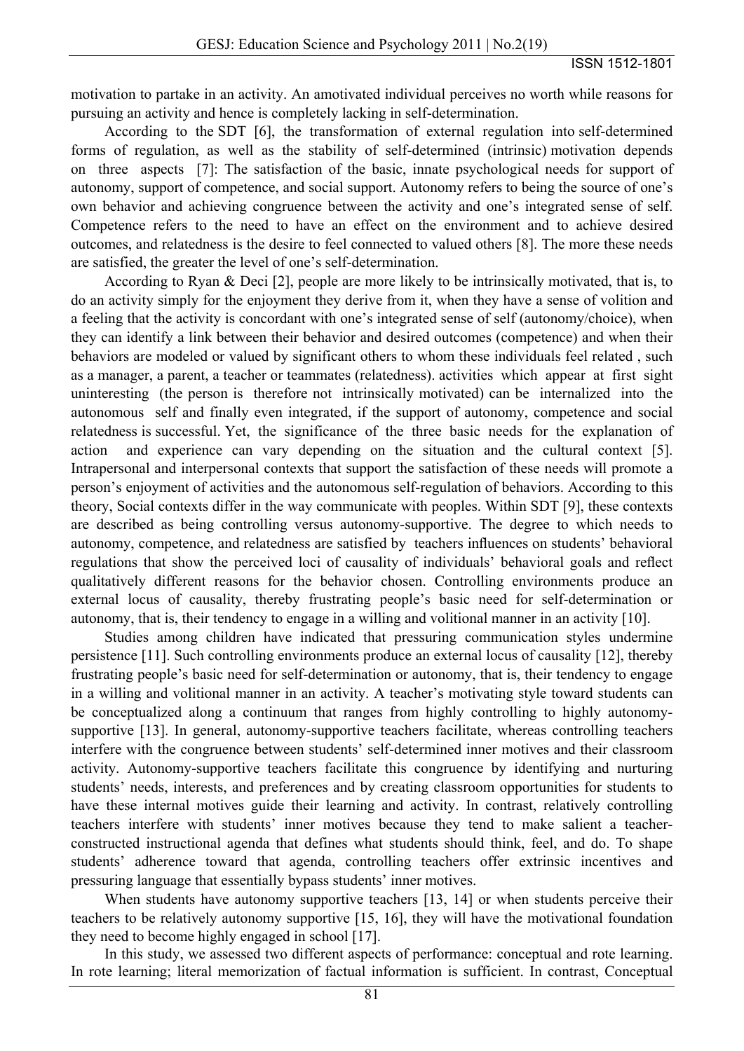motivation to partake in an activity. An amotivated individual perceives no worth while reasons for pursuing an activity and hence is completely lacking in self-determination.

According to the SDT [6], the transformation of external regulation into self-determined forms of regulation, as well as the stability of self-determined (intrinsic) motivation depends on three aspects [7]: The satisfaction of the basic, innate psychological needs for support of autonomy, support of competence, and social support. Autonomy refers to being the source of one's own behavior and achieving congruence between the activity and one's integrated sense of self. Competence refers to the need to have an effect on the environment and to achieve desired outcomes, and relatedness is the desire to feel connected to valued others [8]. The more these needs are satisfied, the greater the level of one's self-determination.

According to Ryan & Deci [2], people are more likely to be intrinsically motivated, that is, to do an activity simply for the enjoyment they derive from it, when they have a sense of volition and a feeling that the activity is concordant with one's integrated sense of self (autonomy/choice), when they can identify a link between their behavior and desired outcomes (competence) and when their behaviors are modeled or valued by significant others to whom these individuals feel related , such as a manager, a parent, a teacher or teammates (relatedness). activities which appear at first sight uninteresting (the person is therefore not intrinsically motivated) can be internalized into the autonomous self and finally even integrated, if the support of autonomy, competence and social relatedness is successful. Yet, the significance of the three basic needs for the explanation of action and experience can vary depending on the situation and the cultural context [5]. Intrapersonal and interpersonal contexts that support the satisfaction of these needs will promote a person's enjoyment of activities and the autonomous self-regulation of behaviors. According to this theory, Social contexts differ in the way communicate with peoples. Within SDT [9], these contexts are described as being controlling versus autonomy-supportive. The degree to which needs to autonomy, competence, and relatedness are satisfied by teachers influences on students' behavioral regulations that show the perceived loci of causality of individuals' behavioral goals and reflect qualitatively different reasons for the behavior chosen. Controlling environments produce an external locus of causality, thereby frustrating people's basic need for self-determination or autonomy, that is, their tendency to engage in a willing and volitional manner in an activity [10].

Studies among children have indicated that pressuring communication styles undermine persistence [11]. Such controlling environments produce an external locus of causality [12], thereby frustrating people's basic need for self-determination or autonomy, that is, their tendency to engage in a willing and volitional manner in an activity. A teacher's motivating style toward students can be conceptualized along a continuum that ranges from highly controlling to highly autonomy-supportive [13]. In general, autonomy-supportive teachers facilitate, whereas controlling teachers interfere with the congruence between students' self-determined inner motives and their classroom activity. Autonomy-supportive teachers facilitate this congruence by identifying and nurturing students' needs, interests, and preferences and by creating classroom opportunities for students to have these internal motives guide their learning and activity. In contrast, relatively controlling teachers interfere with students' inner motives because they tend to make salient a teacher-constructed instructional agenda that defines what students should think, feel, and do. To shape students' adherence toward that agenda, controlling teachers offer extrinsic incentives and pressuring language that essentially bypass students' inner motives.

When students have autonomy supportive teachers [13, 14] or when students perceive their teachers to be relatively autonomy supportive [15, 16], they will have the motivational foundation they need to become highly engaged in school [17].

In this study, we assessed two different aspects of performance: conceptual and rote learning. In rote learning; literal memorization of factual information is sufficient. In contrast, Conceptual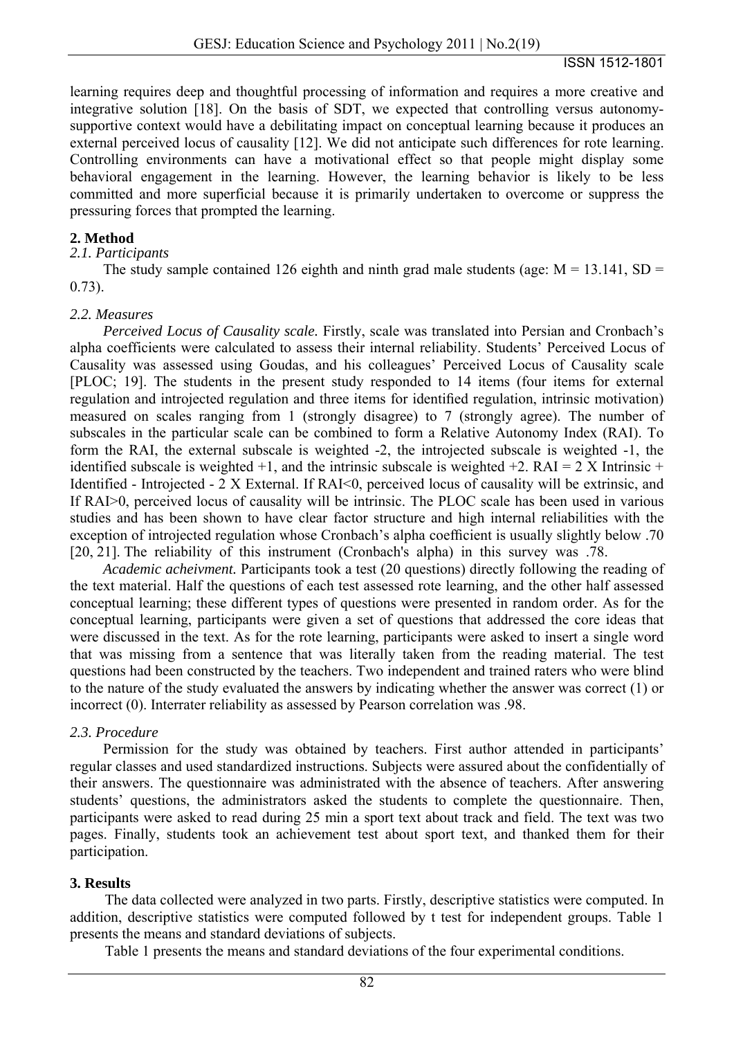learning requires deep and thoughtful processing of information and requires a more creative and integrative solution [18]. On the basis of SDT, we expected that controlling versus autonomy-supportive context would have a debilitating impact on conceptual learning because it produces an external perceived locus of causality [12]. We did not anticipate such differences for rote learning. Controlling environments can have a motivational effect so that people might display some behavioral engagement in the learning. However, the learning behavior is likely to be less committed and more superficial because it is primarily undertaken to overcome or suppress the pressuring forces that prompted the learning.

## 2. Method

### *2.1. Participants*

The study sample contained 126 eighth and ninth grad male students (age: M = 13.141, SD = 0.73).

### *2.2. Measures*

*Perceived Locus of Causality scale.* Firstly, scale was translated into Persian and Cronbach's alpha coefficients were calculated to assess their internal reliability. Students' Perceived Locus of Causality was assessed using Goudas, and his colleagues' Perceived Locus of Causality scale [PLOC; 19]. The students in the present study responded to 14 items (four items for external regulation and introjected regulation and three items for identified regulation, intrinsic motivation) measured on scales ranging from 1 (strongly disagree) to 7 (strongly agree). The number of subscales in the particular scale can be combined to form a Relative Autonomy Index (RAI). To form the RAI, the external subscale is weighted -2, the introjected subscale is weighted -1, the identified subscale is weighted +1, and the intrinsic subscale is weighted +2. RAI = 2 X Intrinsic + Identified - Introjected - 2 X External. If RAI<0, perceived locus of causality will be extrinsic, and If RAI>0, perceived locus of causality will be intrinsic. The PLOC scale has been used in various studies and has been shown to have clear factor structure and high internal reliabilities with the exception of introjected regulation whose Cronbach's alpha coefficient is usually slightly below .70 [20, 21]. The reliability of this instrument (Cronbach's alpha) in this survey was .78.

*Academic acheivment.* Participants took a test (20 questions) directly following the reading of the text material. Half the questions of each test assessed rote learning, and the other half assessed conceptual learning; these different types of questions were presented in random order. As for the conceptual learning, participants were given a set of questions that addressed the core ideas that were discussed in the text. As for the rote learning, participants were asked to insert a single word that was missing from a sentence that was literally taken from the reading material. The test questions had been constructed by the teachers. Two independent and trained raters who were blind to the nature of the study evaluated the answers by indicating whether the answer was correct (1) or incorrect (0). Interrater reliability as assessed by Pearson correlation was .98.

### *2.3. Procedure*

Permission for the study was obtained by teachers. First author attended in participants' regular classes and used standardized instructions. Subjects were assured about the confidentially of their answers. The questionnaire was administrated with the absence of teachers. After answering students' questions, the administrators asked the students to complete the questionnaire. Then, participants were asked to read during 25 min a sport text about track and field. The text was two pages. Finally, students took an achievement test about sport text, and thanked them for their participation.

## 3. Results

The data collected were analyzed in two parts. Firstly, descriptive statistics were computed. In addition, descriptive statistics were computed followed by t test for independent groups. Table 1 presents the means and standard deviations of subjects.

Table 1 presents the means and standard deviations of the four experimental conditions.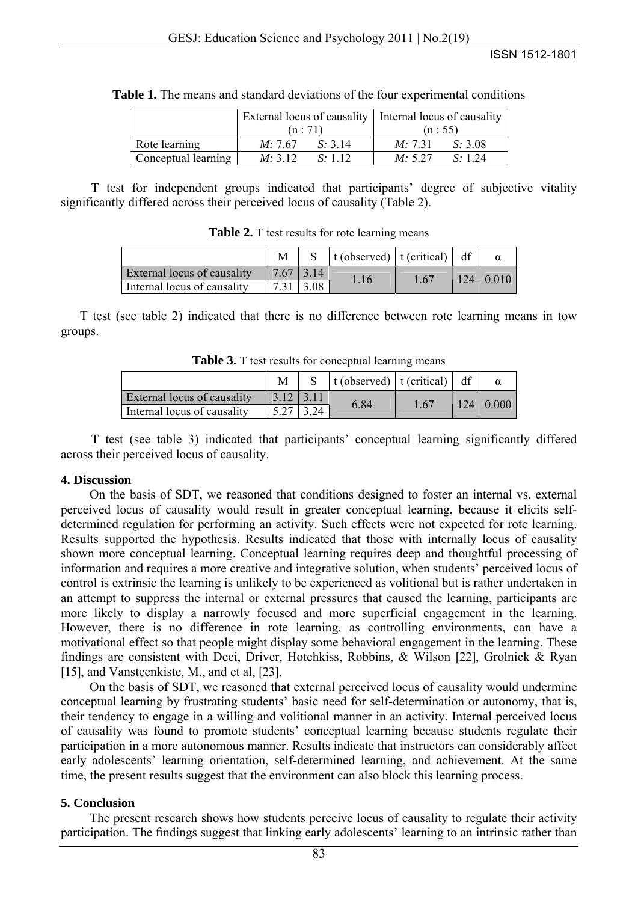**Table 1.** The means and standard deviations of the four experimental conditions

| | External locus of causality (n : 71) | Internal locus of causality (n : 55) |
|---|---|---|
| Rote learning | *M:* 7.67 *S:* 3.14 | *M:* 7.31 *S:* 3.08 |
| Conceptual learning | *M:* 3.12 *S:* 1.12 | *M:* 5.27 *S:* 1.24 |

T test for independent groups indicated that participants' degree of subjective vitality significantly differed across their perceived locus of causality (Table 2).

**Table 2.** T test results for rote learning means

| | M | S | t (observed) | t (critical) | df | α |
|---|---|---|---|---|---|---|
| External locus of causality | 7.67 | 3.14 | 1.16 | 1.67 | 124 | 0.010 |
| Internal locus of causality | 7.31 | 3.08 | | | | |

T test (see table 2) indicated that there is no difference between rote learning means in tow groups.

**Table 3.** T test results for conceptual learning means

| | M | S | t (observed) | t (critical) | df | α |
|---|---|---|---|---|---|---|
| External locus of causality | 3.12 | 3.11 | 6.84 | 1.67 | 124 | 0.000 |
| Internal locus of causality | 5.27 | 3.24 | | | | |

T test (see table 3) indicated that participants' conceptual learning significantly differed across their perceived locus of causality.

## 4. Discussion

On the basis of SDT, we reasoned that conditions designed to foster an internal vs. external perceived locus of causality would result in greater conceptual learning, because it elicits self-determined regulation for performing an activity. Such effects were not expected for rote learning. Results supported the hypothesis. Results indicated that those with internally locus of causality shown more conceptual learning. Conceptual learning requires deep and thoughtful processing of information and requires a more creative and integrative solution, when students' perceived locus of control is extrinsic the learning is unlikely to be experienced as volitional but is rather undertaken in an attempt to suppress the internal or external pressures that caused the learning, participants are more likely to display a narrowly focused and more superficial engagement in the learning. However, there is no difference in rote learning, as controlling environments, can have a motivational effect so that people might display some behavioral engagement in the learning. These findings are consistent with Deci, Driver, Hotchkiss, Robbins, & Wilson [22], Grolnick & Ryan [15], and Vansteenkiste, M., and et al, [23].

On the basis of SDT, we reasoned that external perceived locus of causality would undermine conceptual learning by frustrating students' basic need for self-determination or autonomy, that is, their tendency to engage in a willing and volitional manner in an activity. Internal perceived locus of causality was found to promote students' conceptual learning because students regulate their participation in a more autonomous manner. Results indicate that instructors can considerably affect early adolescents' learning orientation, self-determined learning, and achievement. At the same time, the present results suggest that the environment can also block this learning process.

## 5. Conclusion

The present research shows how students perceive locus of causality to regulate their activity participation. The findings suggest that linking early adolescents' learning to an intrinsic rather than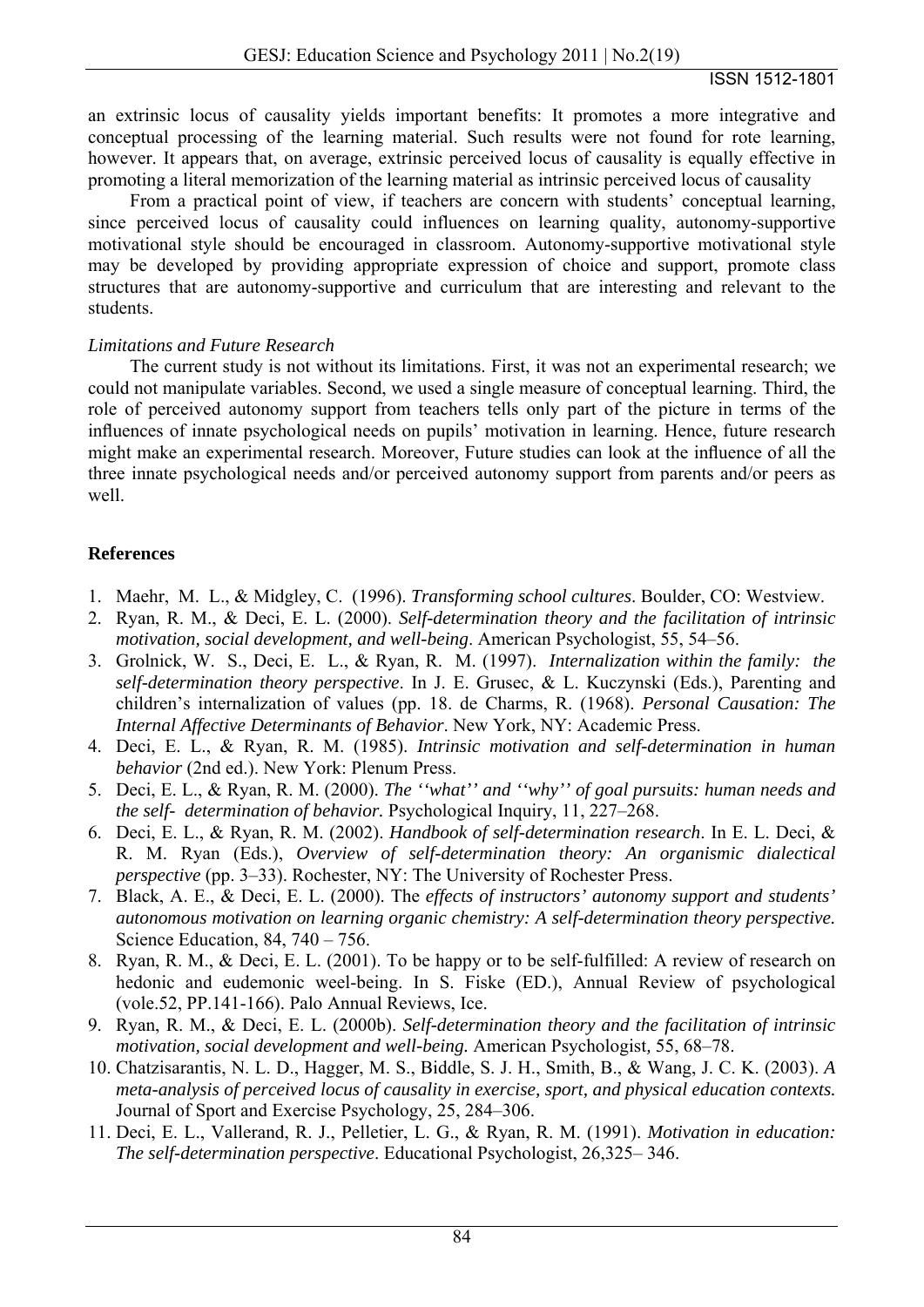an extrinsic locus of causality yields important benefits: It promotes a more integrative and conceptual processing of the learning material. Such results were not found for rote learning, however. It appears that, on average, extrinsic perceived locus of causality is equally effective in promoting a literal memorization of the learning material as intrinsic perceived locus of causality

From a practical point of view, if teachers are concern with students' conceptual learning, since perceived locus of causality could influences on learning quality, autonomy-supportive motivational style should be encouraged in classroom. Autonomy-supportive motivational style may be developed by providing appropriate expression of choice and support, promote class structures that are autonomy-supportive and curriculum that are interesting and relevant to the students.

*Limitations and Future Research*

The current study is not without its limitations. First, it was not an experimental research; we could not manipulate variables. Second, we used a single measure of conceptual learning. Third, the role of perceived autonomy support from teachers tells only part of the picture in terms of the influences of innate psychological needs on pupils' motivation in learning. Hence, future research might make an experimental research. Moreover, Future studies can look at the influence of all the three innate psychological needs and/or perceived autonomy support from parents and/or peers as well.

## References

1. Maehr, M. L., & Midgley, C. (1996). *Transforming school cultures*. Boulder, CO: Westview.
2. Ryan, R. M., & Deci, E. L. (2000). *Self-determination theory and the facilitation of intrinsic motivation, social development, and well-being*. American Psychologist, 55, 54–56.
3. Grolnick, W. S., Deci, E. L., & Ryan, R. M. (1997). *Internalization within the family: the self-determination theory perspective*. In J. E. Grusec, & L. Kuczynski (Eds.), Parenting and children's internalization of values (pp. 18. de Charms, R. (1968). *Personal Causation: The Internal Affective Determinants of Behavior*. New York, NY: Academic Press.
4. Deci, E. L., & Ryan, R. M. (1985). *Intrinsic motivation and self-determination in human behavior* (2nd ed.). New York: Plenum Press.
5. Deci, E. L., & Ryan, R. M. (2000). *The ''what'' and ''why'' of goal pursuits: human needs and the self- determination of behavior.* Psychological Inquiry, 11, 227–268.
6. Deci, E. L., & Ryan, R. M. (2002). *Handbook of self-determination research*. In E. L. Deci, & R. M. Ryan (Eds.), *Overview of self-determination theory: An organismic dialectical perspective* (pp. 3–33). Rochester, NY: The University of Rochester Press.
7. Black, A. E., & Deci, E. L. (2000). The *effects of instructors' autonomy support and students' autonomous motivation on learning organic chemistry: A self-determination theory perspective.* Science Education, 84, 740 – 756.
8. Ryan, R. M., & Deci, E. L. (2001). To be happy or to be self-fulfilled: A review of research on hedonic and eudemonic weel-being. In S. Fiske (ED.), Annual Review of psychological (vole.52, PP.141-166). Palo Annual Reviews, Ice.
9. Ryan, R. M., & Deci, E. L. (2000b). *Self-determination theory and the facilitation of intrinsic motivation, social development and well-being.* American Psychologist*,* 55, 68–78.
10. Chatzisarantis, N. L. D., Hagger, M. S., Biddle, S. J. H., Smith, B., & Wang, J. C. K. (2003). *A meta-analysis of perceived locus of causality in exercise, sport, and physical education contexts.* Journal of Sport and Exercise Psychology, 25, 284–306.
11. Deci, E. L., Vallerand, R. J., Pelletier, L. G., & Ryan, R. M. (1991). *Motivation in education: The self-determination perspective*. Educational Psychologist, 26,325– 346.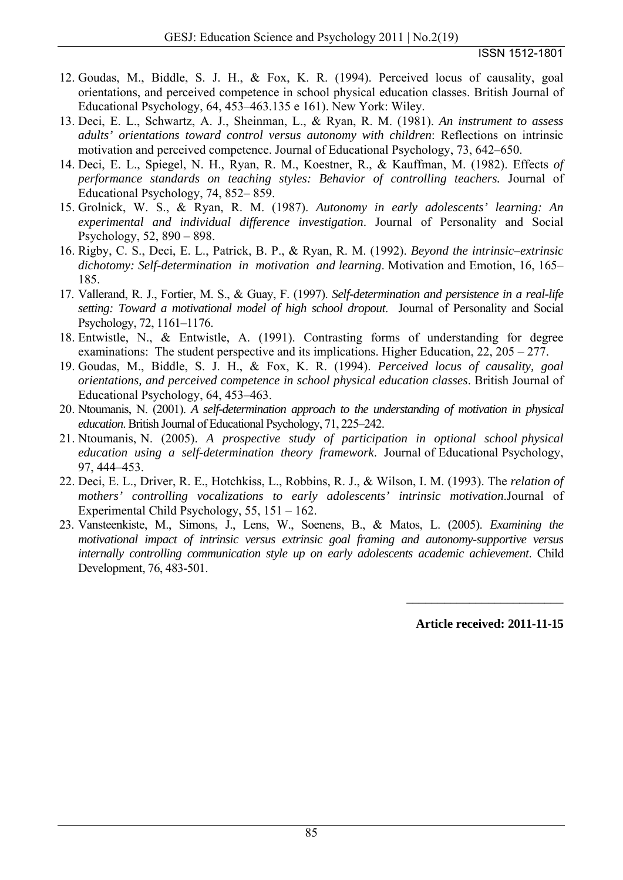12. Goudas, M., Biddle, S. J. H., & Fox, K. R. (1994). Perceived locus of causality, goal orientations, and perceived competence in school physical education classes. British Journal of Educational Psychology, 64, 453–463.135 e 161). New York: Wiley.
13. Deci, E. L., Schwartz, A. J., Sheinman, L., & Ryan, R. M. (1981). *An instrument to assess adults' orientations toward control versus autonomy with children*: Reflections on intrinsic motivation and perceived competence. Journal of Educational Psychology, 73, 642–650.
14. Deci, E. L., Spiegel, N. H., Ryan, R. M., Koestner, R., & Kauffman, M. (1982). Effects *of performance standards on teaching styles: Behavior of controlling teachers.* Journal of Educational Psychology, 74, 852– 859.
15. Grolnick, W. S., & Ryan, R. M. (1987). *Autonomy in early adolescents' learning: An experimental and individual difference investigation*. Journal of Personality and Social Psychology, 52, 890 – 898.
16. Rigby, C. S., Deci, E. L., Patrick, B. P., & Ryan, R. M. (1992). *Beyond the intrinsic–extrinsic dichotomy: Self-determination in motivation and learning*. Motivation and Emotion, 16, 165–185.
17. Vallerand, R. J., Fortier, M. S., & Guay, F. (1997). *Self-determination and persistence in a real-life setting: Toward a motivational model of high school dropout.* Journal of Personality and Social Psychology, 72, 1161–1176.
18. Entwistle, N., & Entwistle, A. (1991). Contrasting forms of understanding for degree examinations: The student perspective and its implications. Higher Education, 22, 205 – 277.
19. Goudas, M., Biddle, S. J. H., & Fox, K. R. (1994). *Perceived locus of causality, goal orientations, and perceived competence in school physical education classes*. British Journal of Educational Psychology, 64, 453–463.
20. Ntoumanis, N. (2001). *A self-determination approach to the understanding of motivation in physical education.* British Journal of Educational Psychology, 71, 225–242.
21. Ntoumanis, N. (2005). *A prospective study of participation in optional school physical education using a self-determination theory framework*. Journal of Educational Psychology, 97, 444–453.
22. Deci, E. L., Driver, R. E., Hotchkiss, L., Robbins, R. J., & Wilson, I. M. (1993). The *relation of mothers' controlling vocalizations to early adolescents' intrinsic motivation*.Journal of Experimental Child Psychology, 55, 151 – 162.
23. Vansteenkiste, M., Simons, J., Lens, W., Soenens, B., & Matos, L. (2005). *Examining the motivational impact of intrinsic versus extrinsic goal framing and autonomy-supportive versus internally controlling communication style up on early adolescents academic achievement*. Child Development, 76, 483-501.

---

**Article received: 2011-11-15**